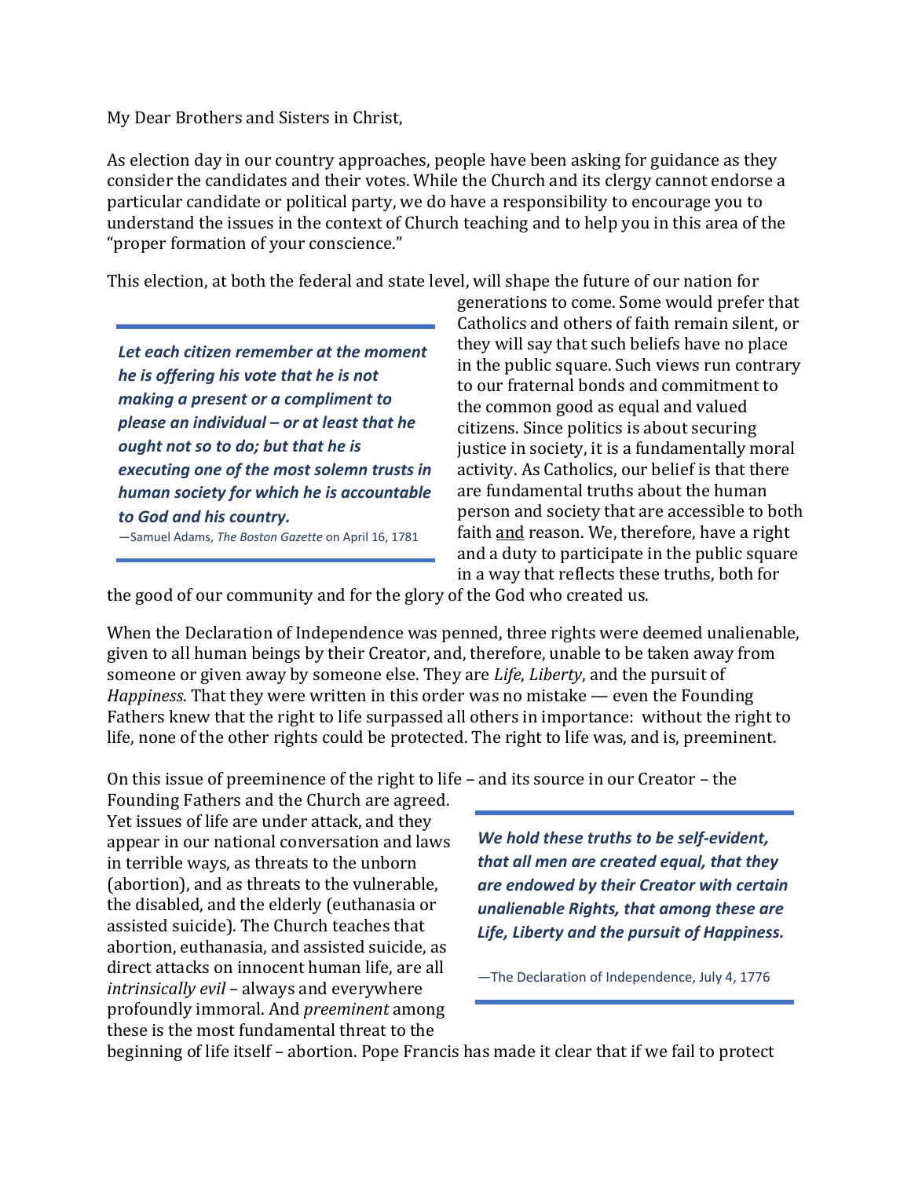My Dear Brothers and Sisters in Christ,

As election day in our country approaches, people have been asking for guidance as they consider the candidates and their votes. While the Church and its clergy cannot endorse a particular candidate or political party, we do have a responsibility to encourage you to understand the issues in the context of Church teaching and to help you in this area of the "proper formation of your conscience."

This election, at both the federal and state level, will shape the future of our nation for generations to come. Some would prefer that Catholics and others of faith remain silent, or they will say that such beliefs have no place in the public square. Such views run contrary to our fraternal bonds and commitment to the common good as equal and valued citizens. Since politics is about securing justice in society, it is a fundamentally moral activity. As Catholics, our belief is that there are fundamental truths about the human person and society that are accessible to both faith and reason. We, therefore, have a right and a duty to participate in the public square in a way that reflects these truths, both for the good of our community and for the glory of the God who created us.

> ***Let each citizen remember at the moment he is offering his vote that he is not making a present or a compliment to please an individual – or at least that he ought not so to do; but that he is executing one of the most solemn trusts in human society for which he is accountable to God and his country.***
>
> —Samuel Adams, *The Boston Gazette* on April 16, 1781

When the Declaration of Independence was penned, three rights were deemed unalienable, given to all human beings by their Creator, and, therefore, unable to be taken away from someone or given away by someone else. They are *Life*, *Liberty*, and the pursuit of *Happiness*. That they were written in this order was no mistake — even the Founding Fathers knew that the right to life surpassed all others in importance: without the right to life, none of the other rights could be protected. The right to life was, and is, preeminent.

On this issue of preeminence of the right to life – and its source in our Creator – the Founding Fathers and the Church are agreed. Yet issues of life are under attack, and they appear in our national conversation and laws in terrible ways, as threats to the unborn (abortion), and as threats to the vulnerable, the disabled, and the elderly (euthanasia or assisted suicide). The Church teaches that abortion, euthanasia, and assisted suicide, as direct attacks on innocent human life, are all *intrinsically evil* – always and everywhere profoundly immoral. And *preeminent* among these is the most fundamental threat to the beginning of life itself – abortion. Pope Francis has made it clear that if we fail to protect

> ***We hold these truths to be self-evident, that all men are created equal, that they are endowed by their Creator with certain unalienable Rights, that among these are Life, Liberty and the pursuit of Happiness.***
>
> —The Declaration of Independence, July 4, 1776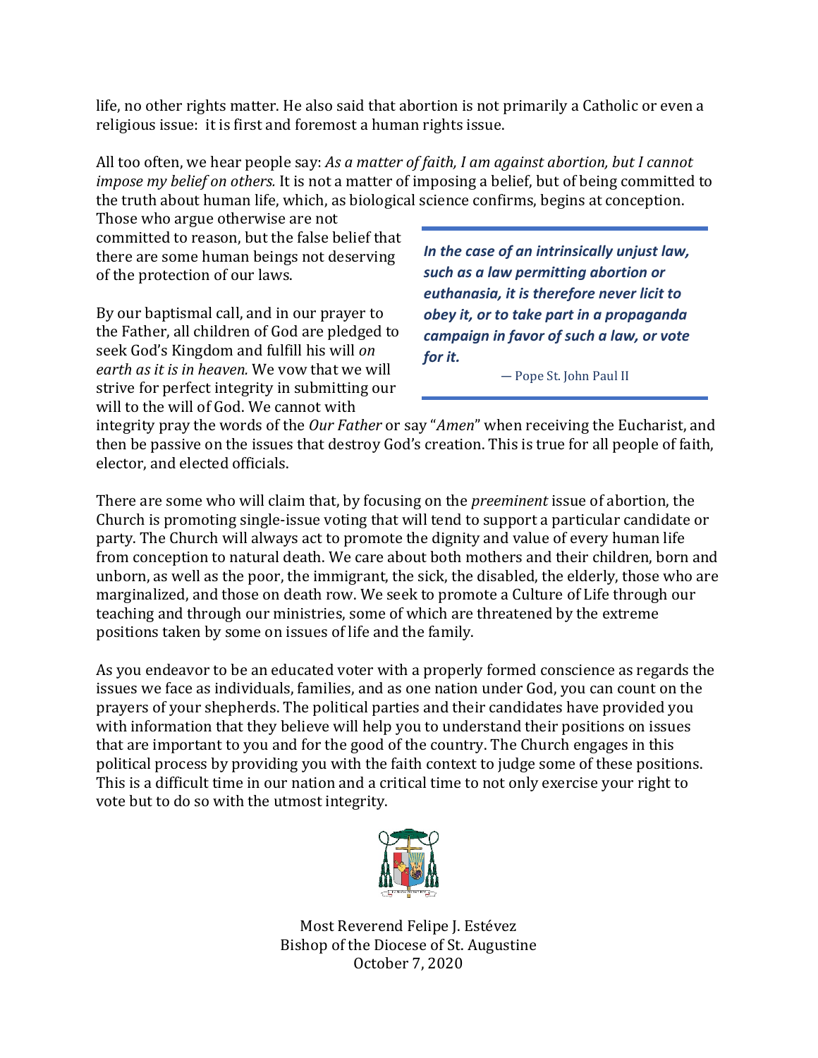life, no other rights matter. He also said that abortion is not primarily a Catholic or even a religious issue: it is first and foremost a human rights issue.

All too often, we hear people say: *As a matter of faith, I am against abortion, but I cannot impose my belief on others.* It is not a matter of imposing a belief, but of being committed to the truth about human life, which, as biological science confirms, begins at conception. Those who argue otherwise are not committed to reason, but the false belief that there are some human beings not deserving of the protection of our laws.

> ***In the case of an intrinsically unjust law, such as a law permitting abortion or euthanasia, it is therefore never licit to obey it, or to take part in a propaganda campaign in favor of such a law, or vote for it.***
>
> — Pope St. John Paul II

By our baptismal call, and in our prayer to the Father, all children of God are pledged to seek God's Kingdom and fulfill his will *on earth as it is in heaven.* We vow that we will strive for perfect integrity in submitting our will to the will of God. We cannot with integrity pray the words of the *Our Father* or say "*Amen*" when receiving the Eucharist, and then be passive on the issues that destroy God's creation. This is true for all people of faith, elector, and elected officials.

There are some who will claim that, by focusing on the *preeminent* issue of abortion, the Church is promoting single-issue voting that will tend to support a particular candidate or party. The Church will always act to promote the dignity and value of every human life from conception to natural death. We care about both mothers and their children, born and unborn, as well as the poor, the immigrant, the sick, the disabled, the elderly, those who are marginalized, and those on death row. We seek to promote a Culture of Life through our teaching and through our ministries, some of which are threatened by the extreme positions taken by some on issues of life and the family.

As you endeavor to be an educated voter with a properly formed conscience as regards the issues we face as individuals, families, and as one nation under God, you can count on the prayers of your shepherds. The political parties and their candidates have provided you with information that they believe will help you to understand their positions on issues that are important to you and for the good of the country. The Church engages in this political process by providing you with the faith context to judge some of these positions. This is a difficult time in our nation and a critical time to not only exercise your right to vote but to do so with the utmost integrity.

Most Reverend Felipe J. Estévez
Bishop of the Diocese of St. Augustine
October 7, 2020